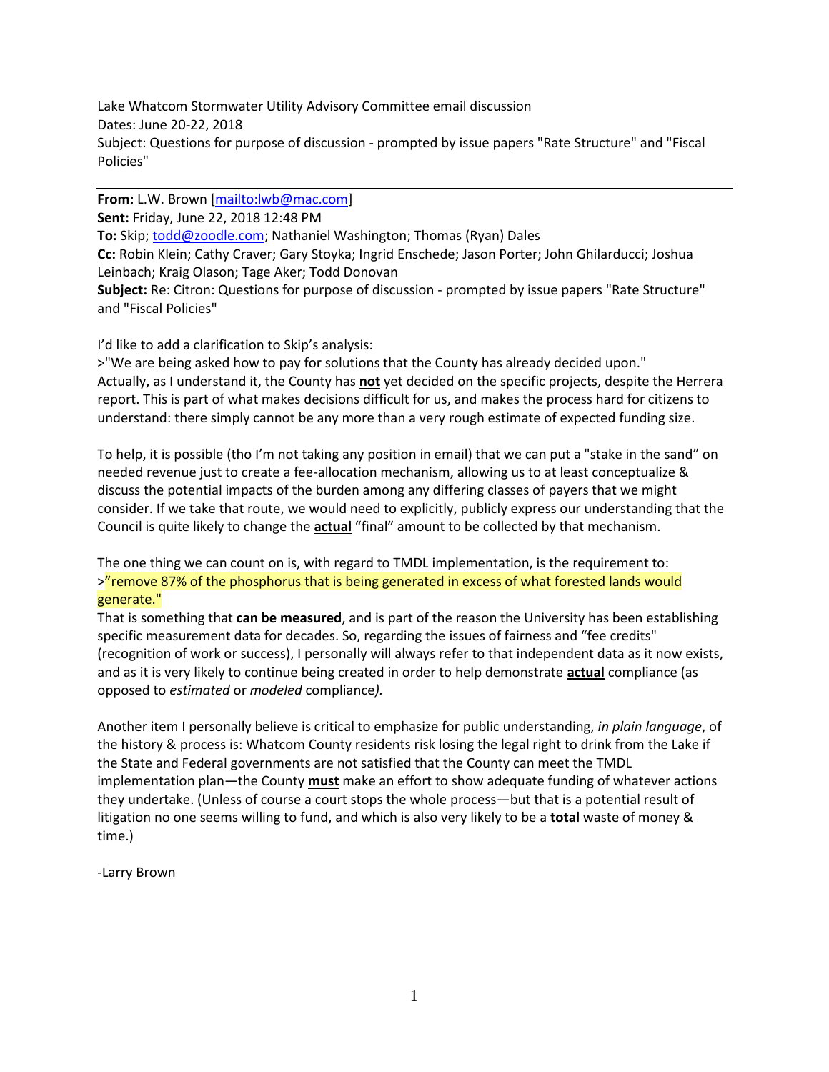Lake Whatcom Stormwater Utility Advisory Committee email discussion
Dates: June 20-22, 2018
Subject: Questions for purpose of discussion - prompted by issue papers "Rate Structure" and "Fiscal Policies"

---

**From:** L.W. Brown [mailto:lwb@mac.com]
**Sent:** Friday, June 22, 2018 12:48 PM
**To:** Skip; todd@zoodle.com; Nathaniel Washington; Thomas (Ryan) Dales
**Cc:** Robin Klein; Cathy Craver; Gary Stoyka; Ingrid Enschede; Jason Porter; John Ghilarducci; Joshua Leinbach; Kraig Olason; Tage Aker; Todd Donovan
**Subject:** Re: Citron: Questions for purpose of discussion - prompted by issue papers "Rate Structure" and "Fiscal Policies"

I'd like to add a clarification to Skip's analysis:
>"We are being asked how to pay for solutions that the County has already decided upon."
Actually, as I understand it, the County has **not** yet decided on the specific projects, despite the Herrera report. This is part of what makes decisions difficult for us, and makes the process hard for citizens to understand: there simply cannot be any more than a very rough estimate of expected funding size.

To help, it is possible (tho I'm not taking any position in email) that we can put a "stake in the sand" on needed revenue just to create a fee-allocation mechanism, allowing us to at least conceptualize & discuss the potential impacts of the burden among any differing classes of payers that we might consider. If we take that route, we would need to explicitly, publicly express our understanding that the Council is quite likely to change the **actual** "final" amount to be collected by that mechanism.

The one thing we can count on is, with regard to TMDL implementation, is the requirement to:
>"remove 87% of the phosphorus that is being generated in excess of what forested lands would generate."
That is something that **can be measured**, and is part of the reason the University has been establishing specific measurement data for decades. So, regarding the issues of fairness and "fee credits" (recognition of work or success), I personally will always refer to that independent data as it now exists, and as it is very likely to continue being created in order to help demonstrate **actual** compliance (as opposed to *estimated* or *modeled* compliance*).*

Another item I personally believe is critical to emphasize for public understanding, *in plain language*, of the history & process is: Whatcom County residents risk losing the legal right to drink from the Lake if the State and Federal governments are not satisfied that the County can meet the TMDL implementation plan—the County **must** make an effort to show adequate funding of whatever actions they undertake. (Unless of course a court stops the whole process—but that is a potential result of litigation no one seems willing to fund, and which is also very likely to be a **total** waste of money & time.)

-Larry Brown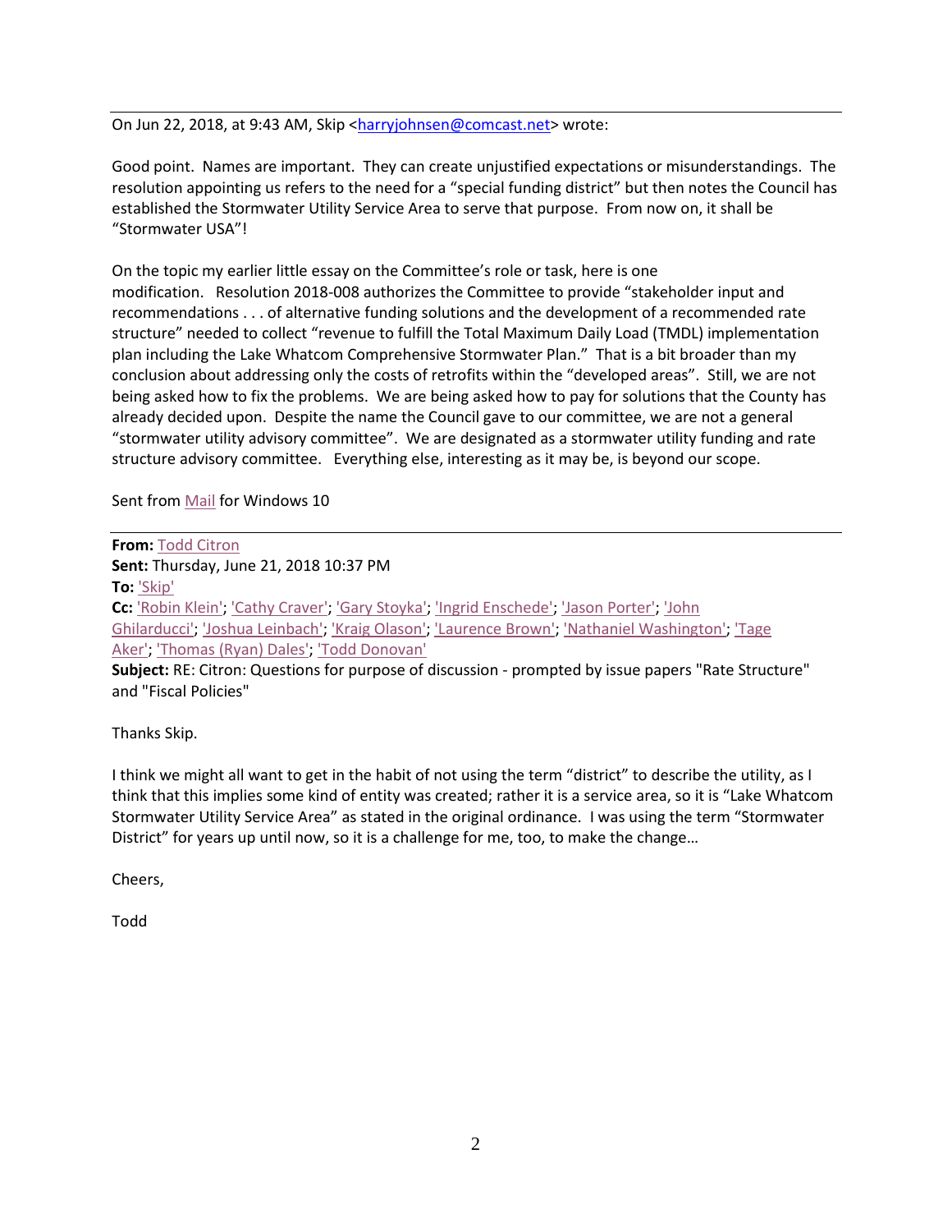On Jun 22, 2018, at 9:43 AM, Skip <harryjohnsen@comcast.net> wrote:

Good point. Names are important. They can create unjustified expectations or misunderstandings. The resolution appointing us refers to the need for a "special funding district" but then notes the Council has established the Stormwater Utility Service Area to serve that purpose. From now on, it shall be "Stormwater USA"!

On the topic my earlier little essay on the Committee's role or task, here is one modification. Resolution 2018-008 authorizes the Committee to provide "stakeholder input and recommendations . . . of alternative funding solutions and the development of a recommended rate structure" needed to collect "revenue to fulfill the Total Maximum Daily Load (TMDL) implementation plan including the Lake Whatcom Comprehensive Stormwater Plan." That is a bit broader than my conclusion about addressing only the costs of retrofits within the "developed areas". Still, we are not being asked how to fix the problems. We are being asked how to pay for solutions that the County has already decided upon. Despite the name the Council gave to our committee, we are not a general "stormwater utility advisory committee". We are designated as a stormwater utility funding and rate structure advisory committee. Everything else, interesting as it may be, is beyond our scope.

Sent from Mail for Windows 10

---

**From:** Todd Citron
**Sent:** Thursday, June 21, 2018 10:37 PM
**To:** 'Skip'
**Cc:** 'Robin Klein'; 'Cathy Craver'; 'Gary Stoyka'; 'Ingrid Enschede'; 'Jason Porter'; 'John Ghilarducci'; 'Joshua Leinbach'; 'Kraig Olason'; 'Laurence Brown'; 'Nathaniel Washington'; 'Tage Aker'; 'Thomas (Ryan) Dales'; 'Todd Donovan'
**Subject:** RE: Citron: Questions for purpose of discussion - prompted by issue papers "Rate Structure" and "Fiscal Policies"

Thanks Skip.

I think we might all want to get in the habit of not using the term "district" to describe the utility, as I think that this implies some kind of entity was created; rather it is a service area, so it is "Lake Whatcom Stormwater Utility Service Area" as stated in the original ordinance. I was using the term "Stormwater District" for years up until now, so it is a challenge for me, too, to make the change…

Cheers,

Todd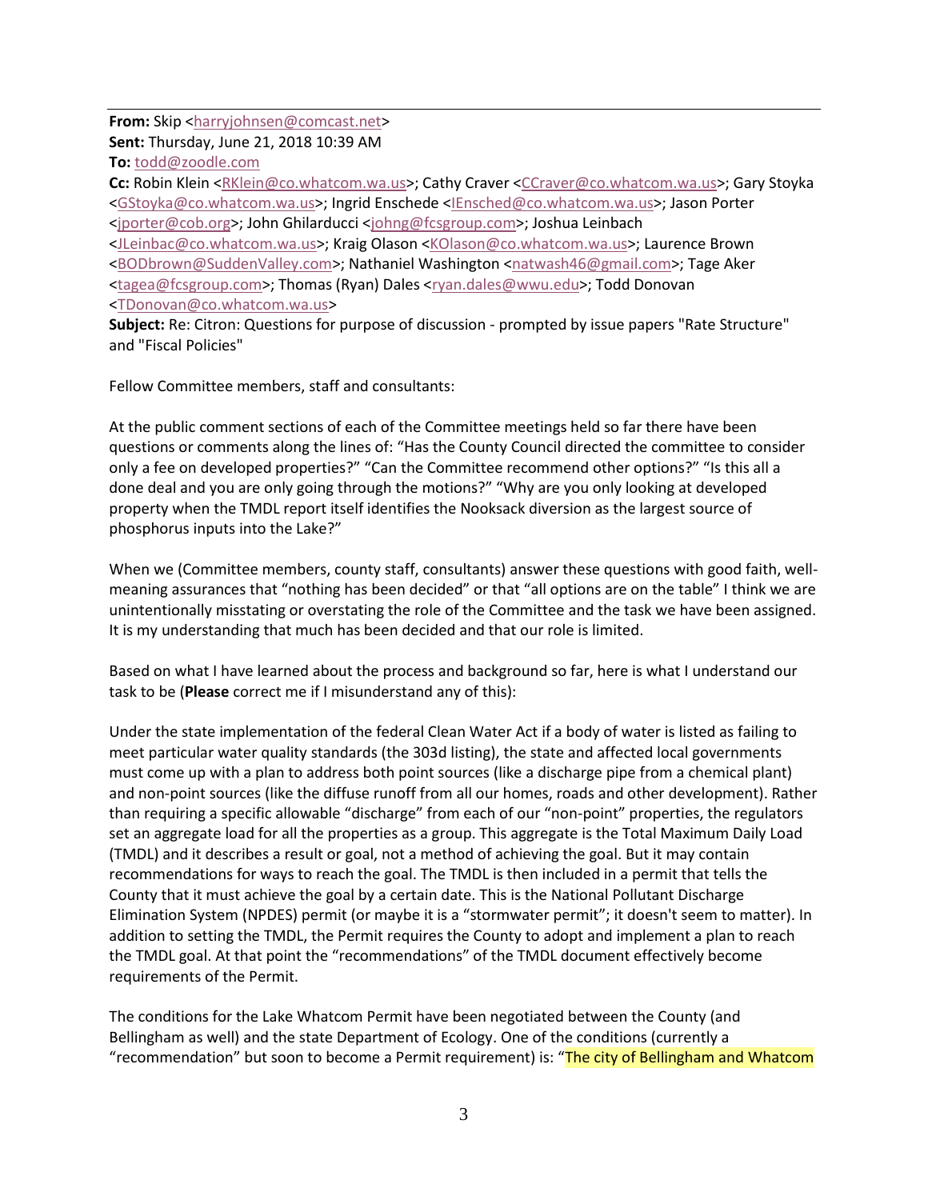**From:** Skip <harryjohnsen@comcast.net>
**Sent:** Thursday, June 21, 2018 10:39 AM
**To:** todd@zoodle.com
**Cc:** Robin Klein <RKlein@co.whatcom.wa.us>; Cathy Craver <CCraver@co.whatcom.wa.us>; Gary Stoyka <GStoyka@co.whatcom.wa.us>; Ingrid Enschede <IEnsched@co.whatcom.wa.us>; Jason Porter <jporter@cob.org>; John Ghilarducci <johng@fcsgroup.com>; Joshua Leinbach <JLeinbac@co.whatcom.wa.us>; Kraig Olason <KOlason@co.whatcom.wa.us>; Laurence Brown <BODbrown@SuddenValley.com>; Nathaniel Washington <natwash46@gmail.com>; Tage Aker <tagea@fcsgroup.com>; Thomas (Ryan) Dales <ryan.dales@wwu.edu>; Todd Donovan <TDonovan@co.whatcom.wa.us>
**Subject:** Re: Citron: Questions for purpose of discussion - prompted by issue papers "Rate Structure" and "Fiscal Policies"

Fellow Committee members, staff and consultants:

At the public comment sections of each of the Committee meetings held so far there have been questions or comments along the lines of: "Has the County Council directed the committee to consider only a fee on developed properties?" "Can the Committee recommend other options?" "Is this all a done deal and you are only going through the motions?" "Why are you only looking at developed property when the TMDL report itself identifies the Nooksack diversion as the largest source of phosphorus inputs into the Lake?"

When we (Committee members, county staff, consultants) answer these questions with good faith, well-meaning assurances that "nothing has been decided" or that "all options are on the table" I think we are unintentionally misstating or overstating the role of the Committee and the task we have been assigned. It is my understanding that much has been decided and that our role is limited.

Based on what I have learned about the process and background so far, here is what I understand our task to be (**Please** correct me if I misunderstand any of this):

Under the state implementation of the federal Clean Water Act if a body of water is listed as failing to meet particular water quality standards (the 303d listing), the state and affected local governments must come up with a plan to address both point sources (like a discharge pipe from a chemical plant) and non-point sources (like the diffuse runoff from all our homes, roads and other development). Rather than requiring a specific allowable "discharge" from each of our "non-point" properties, the regulators set an aggregate load for all the properties as a group. This aggregate is the Total Maximum Daily Load (TMDL) and it describes a result or goal, not a method of achieving the goal. But it may contain recommendations for ways to reach the goal. The TMDL is then included in a permit that tells the County that it must achieve the goal by a certain date. This is the National Pollutant Discharge Elimination System (NPDES) permit (or maybe it is a "stormwater permit"; it doesn't seem to matter). In addition to setting the TMDL, the Permit requires the County to adopt and implement a plan to reach the TMDL goal. At that point the "recommendations" of the TMDL document effectively become requirements of the Permit.

The conditions for the Lake Whatcom Permit have been negotiated between the County (and Bellingham as well) and the state Department of Ecology. One of the conditions (currently a "recommendation" but soon to become a Permit requirement) is: "The city of Bellingham and Whatcom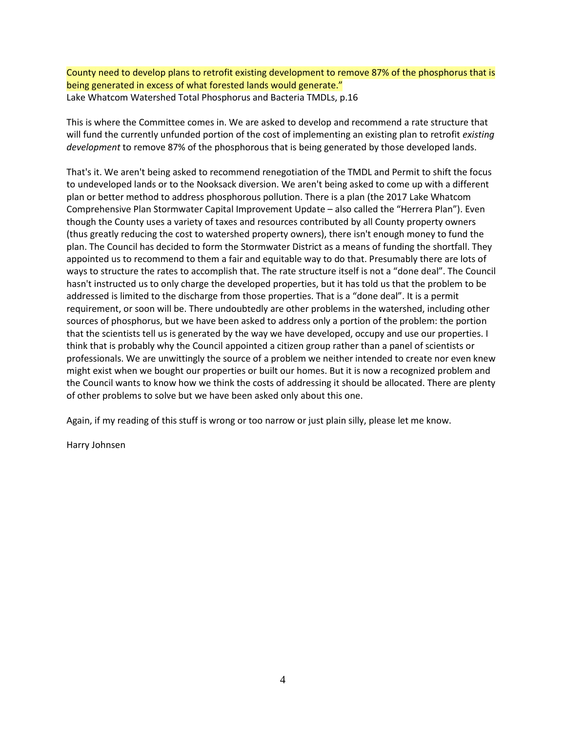County need to develop plans to retrofit existing development to remove 87% of the phosphorus that is being generated in excess of what forested lands would generate."
Lake Whatcom Watershed Total Phosphorus and Bacteria TMDLs, p.16

This is where the Committee comes in. We are asked to develop and recommend a rate structure that will fund the currently unfunded portion of the cost of implementing an existing plan to retrofit *existing development* to remove 87% of the phosphorous that is being generated by those developed lands.

That's it. We aren't being asked to recommend renegotiation of the TMDL and Permit to shift the focus to undeveloped lands or to the Nooksack diversion. We aren't being asked to come up with a different plan or better method to address phosphorous pollution. There is a plan (the 2017 Lake Whatcom Comprehensive Plan Stormwater Capital Improvement Update – also called the "Herrera Plan"). Even though the County uses a variety of taxes and resources contributed by all County property owners (thus greatly reducing the cost to watershed property owners), there isn't enough money to fund the plan. The Council has decided to form the Stormwater District as a means of funding the shortfall. They appointed us to recommend to them a fair and equitable way to do that. Presumably there are lots of ways to structure the rates to accomplish that. The rate structure itself is not a "done deal". The Council hasn't instructed us to only charge the developed properties, but it has told us that the problem to be addressed is limited to the discharge from those properties. That is a "done deal". It is a permit requirement, or soon will be. There undoubtedly are other problems in the watershed, including other sources of phosphorus, but we have been asked to address only a portion of the problem: the portion that the scientists tell us is generated by the way we have developed, occupy and use our properties. I think that is probably why the Council appointed a citizen group rather than a panel of scientists or professionals. We are unwittingly the source of a problem we neither intended to create nor even knew might exist when we bought our properties or built our homes. But it is now a recognized problem and the Council wants to know how we think the costs of addressing it should be allocated. There are plenty of other problems to solve but we have been asked only about this one.

Again, if my reading of this stuff is wrong or too narrow or just plain silly, please let me know.

Harry Johnsen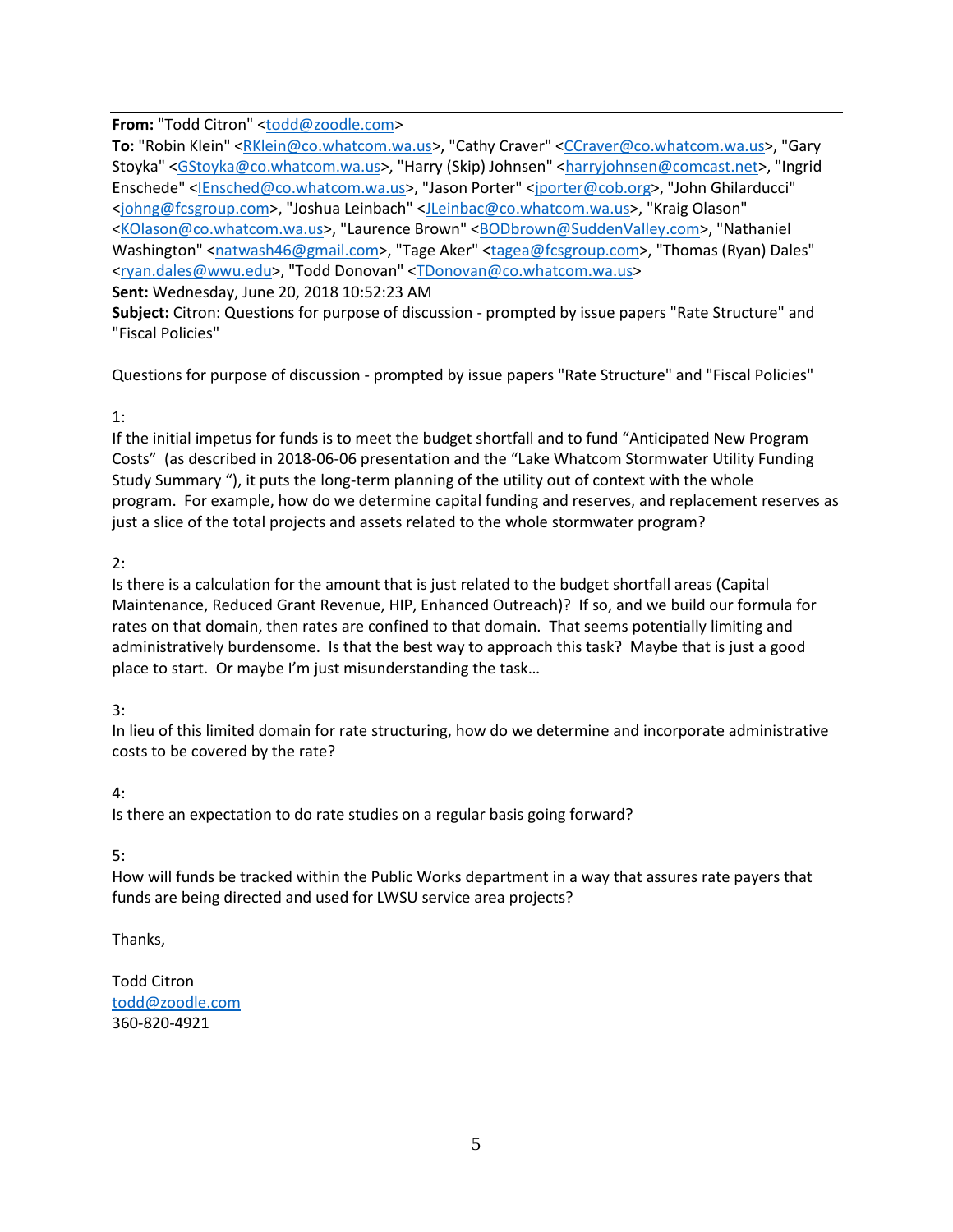**From:** "Todd Citron" <todd@zoodle.com>
**To:** "Robin Klein" <RKlein@co.whatcom.wa.us>, "Cathy Craver" <CCraver@co.whatcom.wa.us>, "Gary Stoyka" <GStoyka@co.whatcom.wa.us>, "Harry (Skip) Johnsen" <harryjohnsen@comcast.net>, "Ingrid Enschede" <IEnsched@co.whatcom.wa.us>, "Jason Porter" <jporter@cob.org>, "John Ghilarducci" <johng@fcsgroup.com>, "Joshua Leinbach" <JLeinbac@co.whatcom.wa.us>, "Kraig Olason" <KOlason@co.whatcom.wa.us>, "Laurence Brown" <BODbrown@SuddenValley.com>, "Nathaniel Washington" <natwash46@gmail.com>, "Tage Aker" <tagea@fcsgroup.com>, "Thomas (Ryan) Dales" <ryan.dales@wwu.edu>, "Todd Donovan" <TDonovan@co.whatcom.wa.us>
**Sent:** Wednesday, June 20, 2018 10:52:23 AM
**Subject:** Citron: Questions for purpose of discussion - prompted by issue papers "Rate Structure" and "Fiscal Policies"

Questions for purpose of discussion - prompted by issue papers "Rate Structure" and "Fiscal Policies"

1:
If the initial impetus for funds is to meet the budget shortfall and to fund "Anticipated New Program Costs" (as described in 2018-06-06 presentation and the "Lake Whatcom Stormwater Utility Funding Study Summary "), it puts the long-term planning of the utility out of context with the whole program. For example, how do we determine capital funding and reserves, and replacement reserves as just a slice of the total projects and assets related to the whole stormwater program?

2:
Is there is a calculation for the amount that is just related to the budget shortfall areas (Capital Maintenance, Reduced Grant Revenue, HIP, Enhanced Outreach)? If so, and we build our formula for rates on that domain, then rates are confined to that domain. That seems potentially limiting and administratively burdensome. Is that the best way to approach this task? Maybe that is just a good place to start. Or maybe I'm just misunderstanding the task…

3:
In lieu of this limited domain for rate structuring, how do we determine and incorporate administrative costs to be covered by the rate?

4:
Is there an expectation to do rate studies on a regular basis going forward?

5:
How will funds be tracked within the Public Works department in a way that assures rate payers that funds are being directed and used for LWSU service area projects?

Thanks,

Todd Citron
todd@zoodle.com
360-820-4921